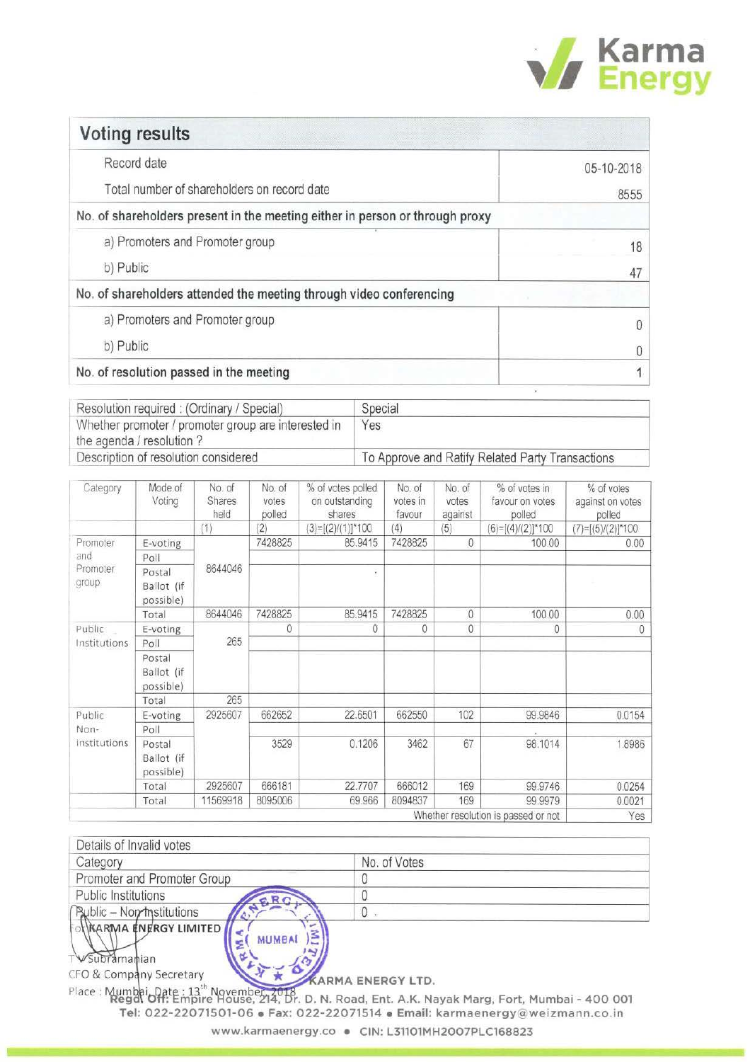Karma Energy

## Voting results

| | |
|---|---|
| Record date | 05-10-2018 |
| Total number of shareholders on record date | 8555 |
| **No. of shareholders present in the meeting either in person or through proxy** | |
| a) Promoters and Promoter group | 18 |
| b) Public | 47 |
| **No. of shareholders attended the meeting through video conferencing** | |
| a) Promoters and Promoter group | 0 |
| b) Public | 0 |
| **No. of resolution passed in the meeting** | 1 |

| | |
|---|---|
| Resolution required : (Ordinary / Special) | Special |
| Whether promoter / promoter group are interested in the agenda / resolution ? | Yes |
| Description of resolution considered | To Approve and Ratify Related Party Transactions |

| Category | Mode of Voting | No. of Shares held | No. of votes polled | % of votes polled on outstanding shares | No. of votes in favour | No. of votes against | % of votes in favour on votes polled | % of votes against on votes polled |
|---|---|---|---|---|---|---|---|---|
| | | (1) | (2) | (3)=[(2)/(1)]*100 | (4) | (5) | (6)=[(4)/(2)]*100 | (7)=[(5)/(2)]*100 |
| Promoter and Promoter group | E-voting | 8644046 | 7428825 | 85.9415 | 7428825 | 0 | 100.00 | 0.00 |
| | Poll | | | | | | | |
| | Postal Ballot (if possible) | | | | | | | |
| | Total | 8644046 | 7428825 | 85.9415 | 7428825 | 0 | 100.00 | 0.00 |
| Public Institutions | E-voting | 265 | 0 | 0 | 0 | 0 | 0 | 0 |
| | Poll | | | | | | | |
| | Postal Ballot (if possible) | | | | | | | |
| | Total | 265 | | | | | | |
| Public Non-institutions | E-voting | 2925607 | 662652 | 22.6501 | 662550 | 102 | 99.9846 | 0.0154 |
| | Poll | | | | | | | |
| | Postal Ballot (if possible) | | 3529 | 0.1206 | 3462 | 67 | 98.1014 | 1.8986 |
| | Total | 2925607 | 666181 | 22.7707 | 666012 | 169 | 99.9746 | 0.0254 |
| | Total | 11569918 | 8095006 | 69.966 | 8094837 | 169 | 99.9979 | 0.0021 |
| | | | | | | | Whether resolution is passed or not | Yes |

| Details of Invalid votes | |
|---|---|
| Category | No. of Votes |
| Promoter and Promoter Group | 0 |
| Public Institutions | 0 |
| Public – Non-Institutions | 0 |

For KARMA ENERGY LIMITED

T V Subramanian
CFO & Company Secretary

Place : Mumbai, Date : 13th November, 2018

KARMA ENERGY LTD.
Regd Off: Empire House, 214, Dr. D. N. Road, Ent. A.K. Nayak Marg, Fort, Mumbai - 400 001
Tel: 022-22071501-06 • Fax: 022-22071514 • Email: karmaenergy@weizmann.co.in
www.karmaenergy.co • CIN: L31101MH2007PLC168823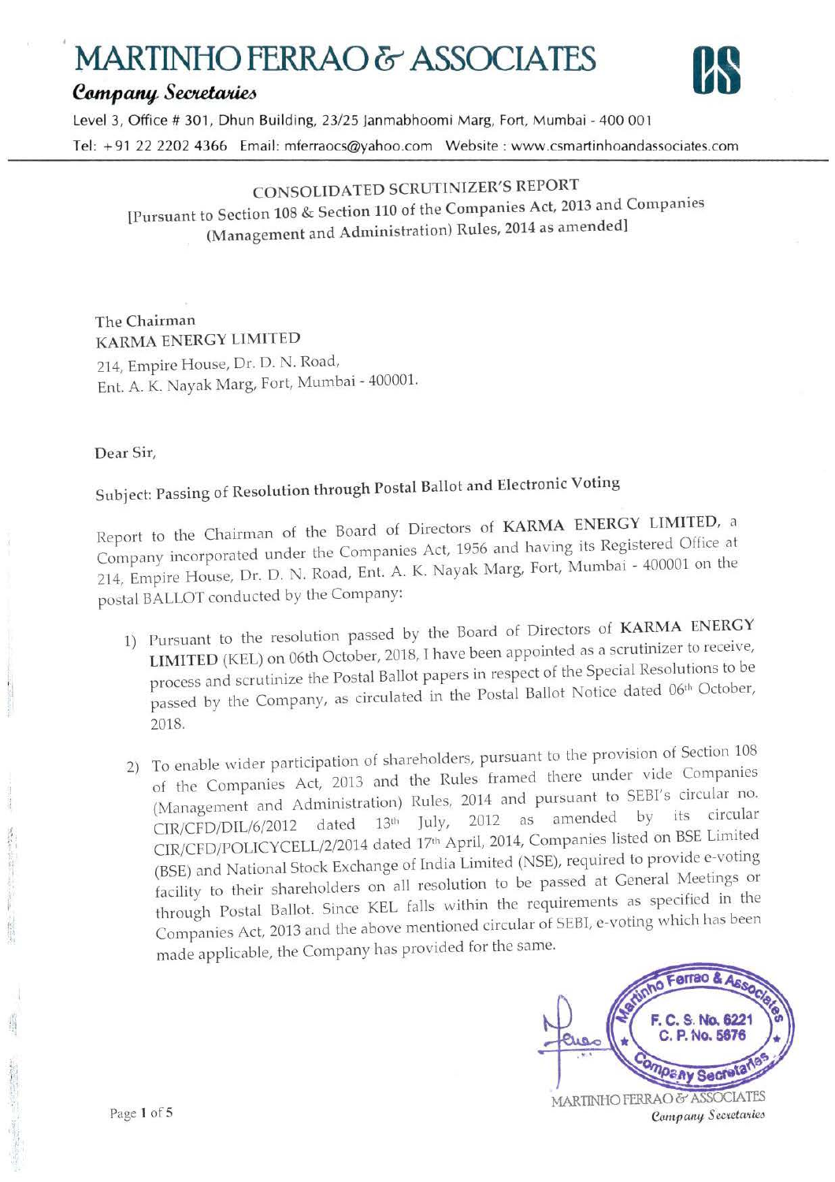# MARTINHO FERRAO & ASSOCIATES

*Company Secretaries*

Level 3, Office # 301, Dhun Building, 23/25 Janmabhoomi Marg, Fort, Mumbai - 400 001

Tel: +91 22 2202 4366 Email: mferraocs@yahoo.com Website : www.csmartinhoandassociates.com

## CONSOLIDATED SCRUTINIZER'S REPORT

[Pursuant to Section 108 & Section 110 of the Companies Act, 2013 and Companies (Management and Administration) Rules, 2014 as amended]

The Chairman
KARMA ENERGY LIMITED
214, Empire House, Dr. D. N. Road,
Ent. A. K. Nayak Marg, Fort, Mumbai - 400001.

Dear Sir,

Subject: Passing of Resolution through Postal Ballot and Electronic Voting

Report to the Chairman of the Board of Directors of **KARMA ENERGY LIMITED**, a Company incorporated under the Companies Act, 1956 and having its Registered Office at 214, Empire House, Dr. D. N. Road, Ent. A. K. Nayak Marg, Fort, Mumbai - 400001 on the postal BALLOT conducted by the Company:

1) Pursuant to the resolution passed by the Board of Directors of **KARMA ENERGY LIMITED** (KEL) on 06th October, 2018, I have been appointed as a scrutinizer to receive, process and scrutinize the Postal Ballot papers in respect of the Special Resolutions to be passed by the Company, as circulated in the Postal Ballot Notice dated 06th October, 2018.

2) To enable wider participation of shareholders, pursuant to the provision of Section 108 of the Companies Act, 2013 and the Rules framed there under vide Companies (Management and Administration) Rules, 2014 and pursuant to SEBI's circular no. CIR/CFD/DIL/6/2012 dated 13th July, 2012 as amended by its circular CIR/CFD/POLICYCELL/2/2014 dated 17th April, 2014, Companies listed on BSE Limited (BSE) and National Stock Exchange of India Limited (NSE), required to provide e-voting facility to their shareholders on all resolution to be passed at General Meetings or through Postal Ballot. Since KEL falls within the requirements as specified in the Companies Act, 2013 and the above mentioned circular of SEBI, e-voting which has been made applicable, the Company has provided for the same.

Martinho Ferrao & Associates
F. C. S. No. 6221
C. P. No. 5876
Company Secretaries

MARTINHO FERRAO & ASSOCIATES
*Company Secretaries*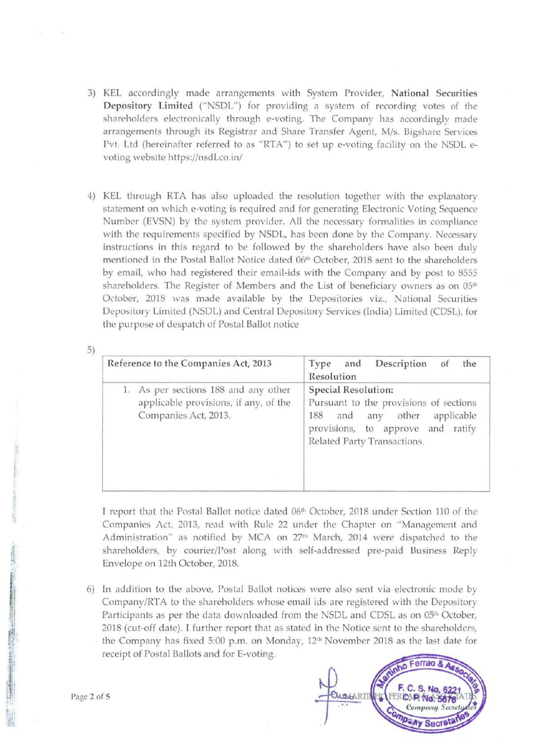3) KEL accordingly made arrangements with System Provider, **National Securities Depository Limited** ("NSDL") for providing a system of recording votes of the shareholders electronically through e-voting. The Company has accordingly made arrangements through its Registrar and Share Transfer Agent, M/s. Bigshare Services Pvt. Ltd (hereinafter referred to as "RTA") to set up e-voting facility on the NSDL e-voting website https://nsdl.co.in/

4) KEL through RTA has also uploaded the resolution together with the explanatory statement on which e-voting is required and for generating Electronic Voting Sequence Number (EVSN) by the system provider. All the necessary formalities in compliance with the requirements specified by NSDL, has been done by the Company. Necessary instructions in this regard to be followed by the shareholders have also been duly mentioned in the Postal Ballot Notice dated 06th October, 2018 sent to the shareholders by email, who had registered their email-ids with the Company and by post to 8555 shareholders. The Register of Members and the List of beneficiary owners as on 05th October, 2018 was made available by the Depositories viz., National Securities Depository Limited (NSDL) and Central Depository Services (India) Limited (CDSL), for the purpose of despatch of Postal Ballot notice

5)

| Reference to the Companies Act, 2013 | Type and Description of the Resolution |
|---|---|
| 1. As per sections 188 and any other applicable provisions, if any, of the Companies Act, 2013. | **Special Resolution:** Pursuant to the provisions of sections 188 and any other applicable provisions, to approve and ratify Related Party Transactions. |

I report that the Postal Ballot notice dated 06th October, 2018 under Section 110 of the Companies Act, 2013, read with Rule 22 under the Chapter on "Management and Administration" as notified by MCA on 27th March, 2014 were dispatched to the shareholders, by courier/Post along with self-addressed pre-paid Business Reply Envelope on 12th October, 2018.

6) In addition to the above, Postal Ballot notices were also sent via electronic mode by Company/RTA to the shareholders whose email ids are registered with the Depository Participants as per the data downloaded from the NSDL and CDSL as on 05th October, 2018 (cut-off date). I further report that as stated in the Notice sent to the shareholders, the Company has fixed 5:00 p.m. on Monday, 12th November 2018 as the last date for receipt of Postal Ballots and for E-voting.

For MARTINHO FERRAO & ASSOCIATES
Company Secretaries
F. C. S. No. 6221
C. P. No. 5676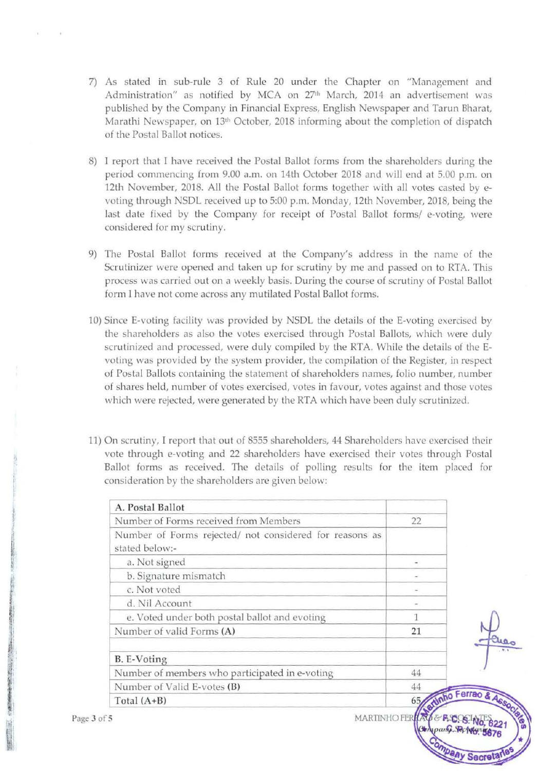7) As stated in sub-rule 3 of Rule 20 under the Chapter on "Management and Administration" as notified by MCA on 27th March, 2014 an advertisement was published by the Company in Financial Express, English Newspaper and Tarun Bharat, Marathi Newspaper, on 13th October, 2018 informing about the completion of dispatch of the Postal Ballot notices.

8) I report that I have received the Postal Ballot forms from the shareholders during the period commencing from 9.00 a.m. on 14th October 2018 and will end at 5.00 p.m. on 12th November, 2018. All the Postal Ballot forms together with all votes casted by e-voting through NSDL received up to 5:00 p.m. Monday, 12th November, 2018, being the last date fixed by the Company for receipt of Postal Ballot forms/ e-voting, were considered for my scrutiny.

9) The Postal Ballot forms received at the Company's address in the name of the Scrutinizer were opened and taken up for scrutiny by me and passed on to RTA. This process was carried out on a weekly basis. During the course of scrutiny of Postal Ballot form I have not come across any mutilated Postal Ballot forms.

10) Since E-voting facility was provided by NSDL the details of the E-voting exercised by the shareholders as also the votes exercised through Postal Ballots, which were duly scrutinized and processed, were duly compiled by the RTA. While the details of the E-voting was provided by the system provider, the compilation of the Register, in respect of Postal Ballots containing the statement of shareholders names, folio number, number of shares held, number of votes exercised, votes in favour, votes against and those votes which were rejected, were generated by the RTA which have been duly scrutinized.

11) On scrutiny, I report that out of 8555 shareholders, 44 Shareholders have exercised their vote through e-voting and 22 shareholders have exercised their votes through Postal Ballot forms as received. The details of polling results for the item placed for consideration by the shareholders are given below:

| A. Postal Ballot | |
|---|---|
| Number of Forms received from Members | 22 |
| Number of Forms rejected/ not considered for reasons as stated below:- | |
| a. Not signed | - |
| b. Signature mismatch | - |
| c. Not voted | - |
| d. Nil Account | - |
| e. Voted under both postal ballot and evoting | 1 |
| Number of valid Forms **(A)** | **21** |
| | |
| **B. E-Voting** | |
| Number of members who participated in e-voting | 44 |
| Number of Valid E-votes **(B)** | 44 |
| Total (A+B) | 65 |

MARTINHO FERRAO & ASSOCIATES
Company Secretaries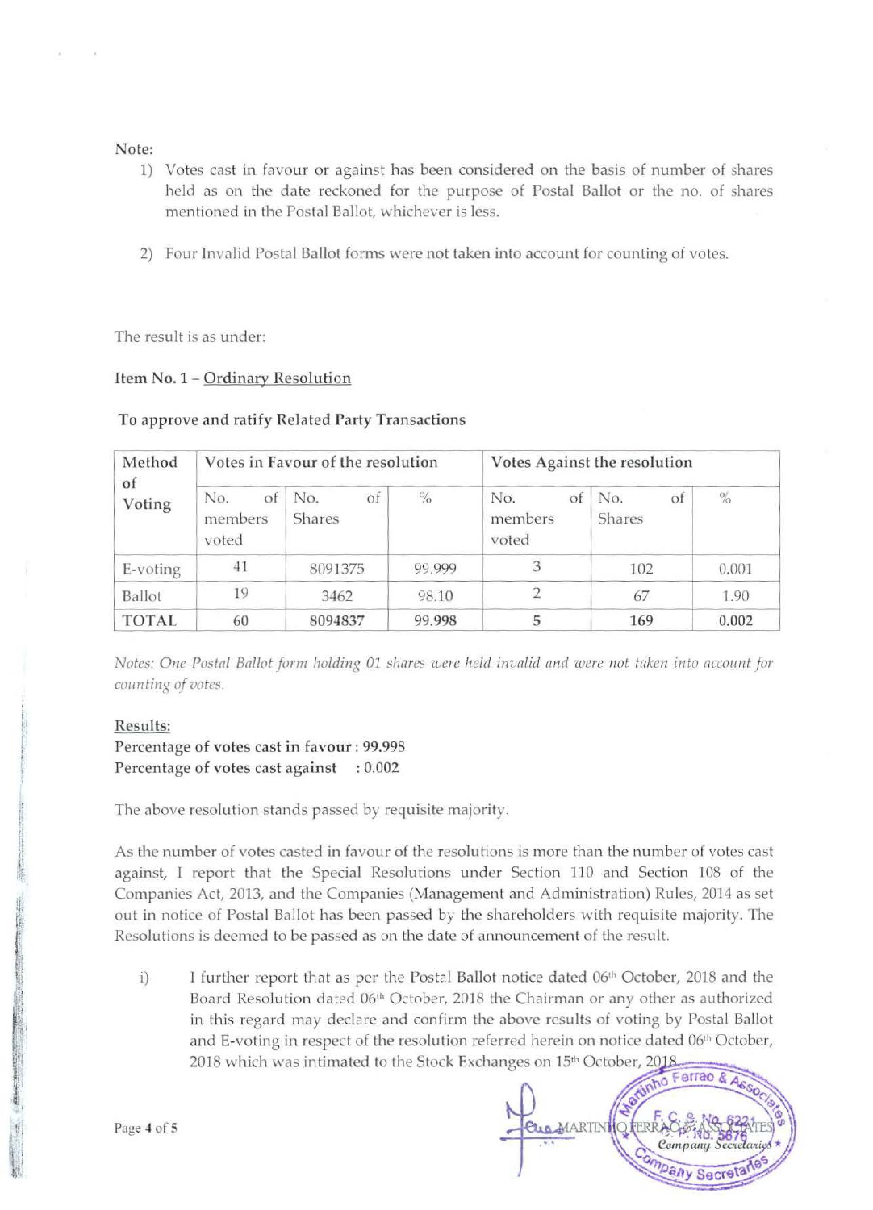Note:

1) Votes cast in favour or against has been considered on the basis of number of shares held as on the date reckoned for the purpose of Postal Ballot or the no. of shares mentioned in the Postal Ballot, whichever is less.

2) Four Invalid Postal Ballot forms were not taken into account for counting of votes.

The result is as under:

**Item No. 1** – Ordinary Resolution

**To approve and ratify Related Party Transactions**

| Method of Voting | Votes in Favour of the resolution | | | Votes Against the resolution | | |
|---|---|---|---|---|---|---|
| | No. of members voted | No. of Shares | % | No. of members voted | No. of Shares | % |
| E-voting | 41 | 8091375 | 99.999 | 3 | 102 | 0.001 |
| Ballot | 19 | 3462 | 98.10 | 2 | 67 | 1.90 |
| **TOTAL** | **60** | **8094837** | **99.998** | **5** | **169** | **0.002** |

*Notes: One Postal Ballot form holding 01 shares were held invalid and were not taken into account for counting of votes.*

**Results:**

Percentage of **votes cast in favour** : 99.998

Percentage of **votes cast against** : 0.002

The above resolution stands passed by requisite majority.

As the number of votes casted in favour of the resolutions is more than the number of votes cast against, I report that the Special Resolutions under Section 110 and Section 108 of the Companies Act, 2013, and the Companies (Management and Administration) Rules, 2014 as set out in notice of Postal Ballot has been passed by the shareholders with requisite majority. The Resolutions is deemed to be passed as on the date of announcement of the result.

i) I further report that as per the Postal Ballot notice dated 06th October, 2018 and the Board Resolution dated 06th October, 2018 the Chairman or any other as authorized in this regard may declare and confirm the above results of voting by Postal Ballot and E-voting in respect of the resolution referred herein on notice dated 06th October, 2018 which was intimated to the Stock Exchanges on 15th October, 2018.

For MARTINHO FERRAO & ASSOCIATES
Company Secretaries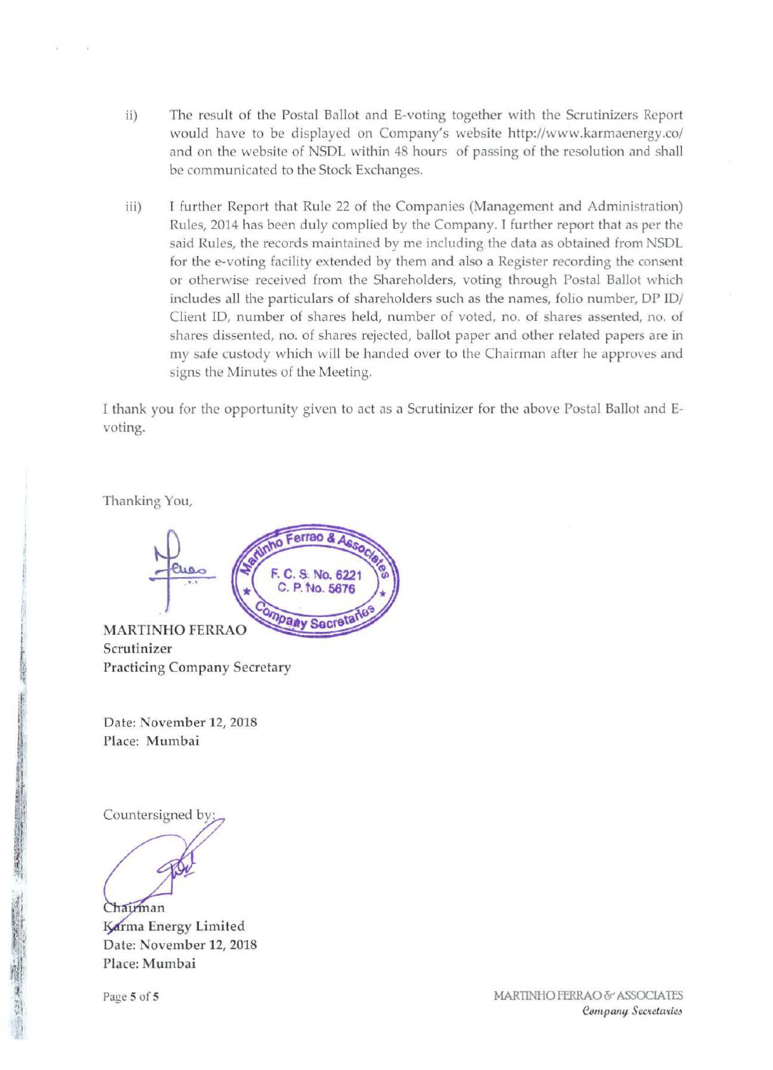ii) The result of the Postal Ballot and E-voting together with the Scrutinizers Report would have to be displayed on Company's website http://www.karmaenergy.co/ and on the website of NSDL within 48 hours of passing of the resolution and shall be communicated to the Stock Exchanges.

iii) I further Report that Rule 22 of the Companies (Management and Administration) Rules, 2014 has been duly complied by the Company. I further report that as per the said Rules, the records maintained by me including the data as obtained from NSDL for the e-voting facility extended by them and also a Register recording the consent or otherwise received from the Shareholders, voting through Postal Ballot which includes all the particulars of shareholders such as the names, folio number, DP ID/ Client ID, number of shares held, number of voted, no. of shares assented, no. of shares dissented, no. of shares rejected, ballot paper and other related papers are in my safe custody which will be handed over to the Chairman after he approves and signs the Minutes of the Meeting.

I thank you for the opportunity given to act as a Scrutinizer for the above Postal Ballot and E-voting.

Thanking You,

Martinho Ferrao & Associates
F. C. S. No. 6221
C. P. No. 5676
Company Secretaries

**MARTINHO FERRAO**
**Scrutinizer**
**Practicing Company Secretary**

Date: November 12, 2018
Place: Mumbai

Countersigned by:

Chairman
Karma Energy Limited
Date: November 12, 2018
Place: Mumbai

MARTINHO FERRAO & ASSOCIATES
*Company Secretaries*